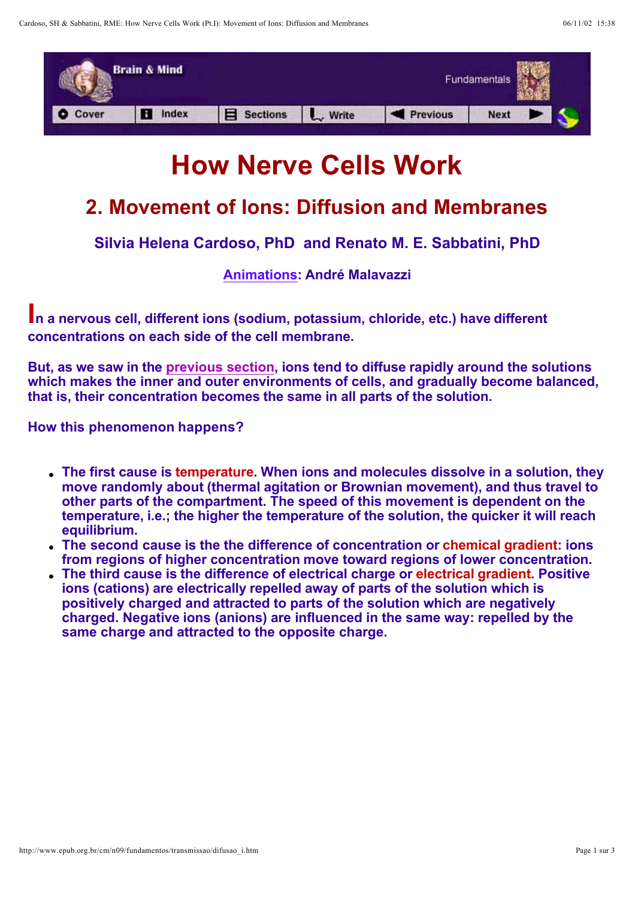# How Nerve Cells Work

## 2. Movement of Ions: Diffusion and Membranes

**Silvia Helena Cardoso, PhD and Renato M. E. Sabbatini, PhD**

**Animations: André Malavazzi**

**In a nervous cell, different ions (sodium, potassium, chloride, etc.) have different concentrations on each side of the cell membrane.**

**But, as we saw in the previous section, ions tend to diffuse rapidly around the solutions which makes the inner and outer environments of cells, and gradually become balanced, that is, their concentration becomes the same in all parts of the solution.**

**How this phenomenon happens?**

- **The first cause is temperature. When ions and molecules dissolve in a solution, they move randomly about (thermal agitation or Brownian movement), and thus travel to other parts of the compartment. The speed of this movement is dependent on the temperature, i.e.; the higher the temperature of the solution, the quicker it will reach equilibrium.**
- **The second cause is the the difference of concentration or chemical gradient: ions from regions of higher concentration move toward regions of lower concentration.**
- **The third cause is the difference of electrical charge or electrical gradient. Positive ions (cations) are electrically repelled away of parts of the solution which is positively charged and attracted to parts of the solution which are negatively charged. Negative ions (anions) are influenced in the same way: repelled by the same charge and attracted to the opposite charge.**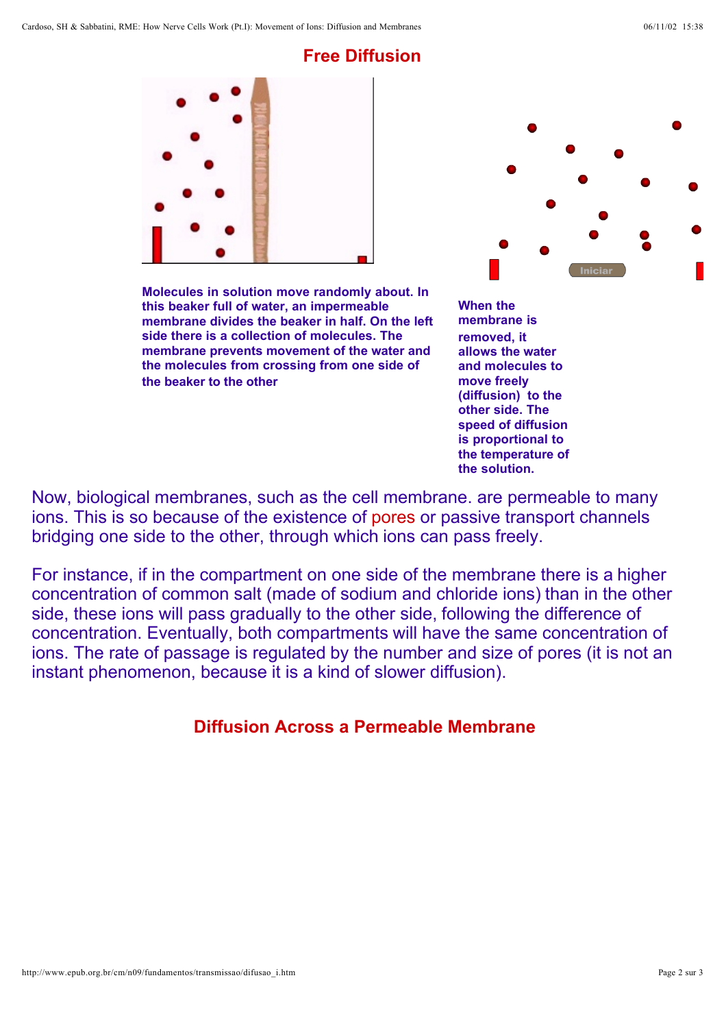## Free Diffusion

Iniciar

**Molecules in solution move randomly about. In this beaker full of water, an impermeable membrane divides the beaker in half. On the left side there is a collection of molecules. The membrane prevents movement of the water and the molecules from crossing from one side of the beaker to the other**

**When the membrane is removed, it allows the water and molecules to move freely (diffusion) to the other side. The speed of diffusion is proportional to the temperature of the solution.**

Now, biological membranes, such as the cell membrane. are permeable to many ions. This is so because of the existence of pores or passive transport channels bridging one side to the other, through which ions can pass freely.

For instance, if in the compartment on one side of the membrane there is a higher concentration of common salt (made of sodium and chloride ions) than in the other side, these ions will pass gradually to the other side, following the difference of concentration. Eventually, both compartments will have the same concentration of ions. The rate of passage is regulated by the number and size of pores (it is not an instant phenomenon, because it is a kind of slower diffusion).

## Diffusion Across a Permeable Membrane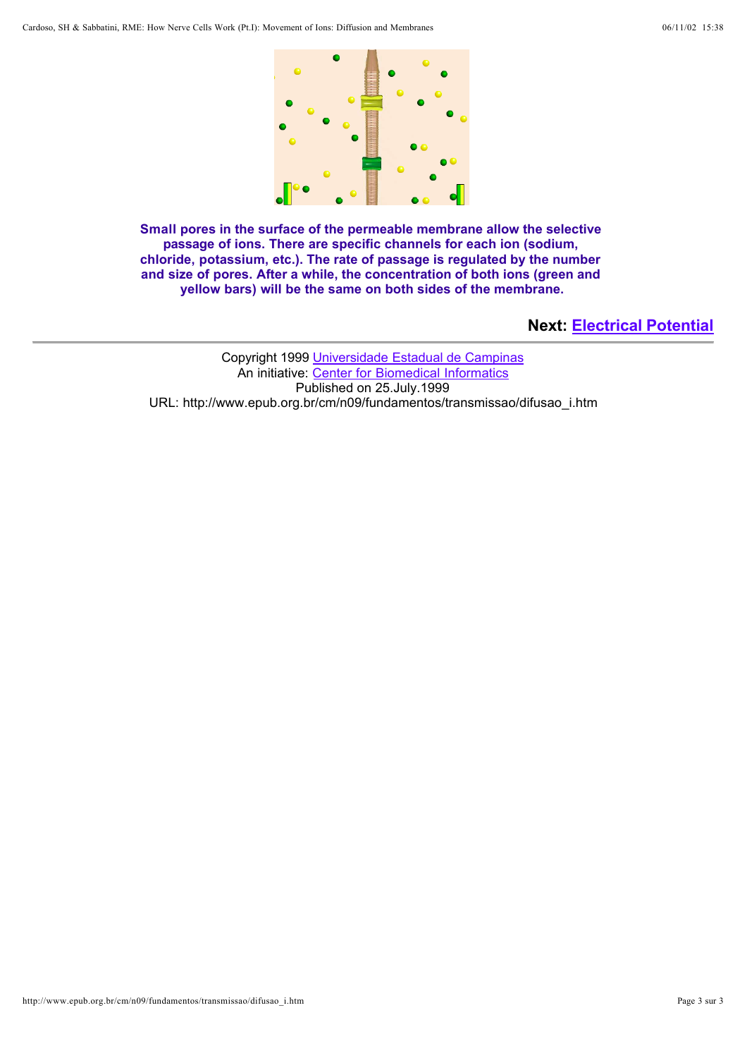**Small pores in the surface of the permeable membrane allow the selective passage of ions. There are specific channels for each ion (sodium, chloride, potassium, etc.). The rate of passage is regulated by the number and size of pores. After a while, the concentration of both ions (green and yellow bars) will be the same on both sides of the membrane.**

**Next: Electrical Potential**

---

Copyright 1999 Universidade Estadual de Campinas
An initiative: Center for Biomedical Informatics
Published on 25.July.1999
URL: http://www.epub.org.br/cm/n09/fundamentos/transmissao/difusao_i.htm